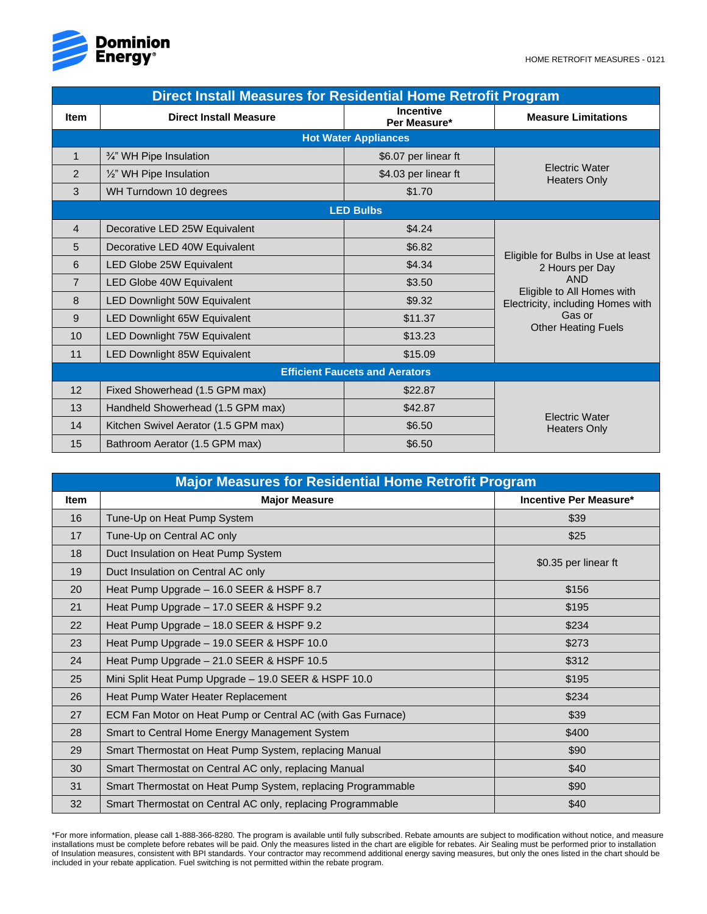Dominion Energy

HOME RETROFIT MEASURES - 0121

## Direct Install Measures for Residential Home Retrofit Program

| Item | Direct Install Measure | Incentive Per Measure* | Measure Limitations |
|---|---|---|---|
| **Hot Water Appliances** | | | |
| 1 | ¾" WH Pipe Insulation | $6.07 per linear ft | Electric Water Heaters Only |
| 2 | ½" WH Pipe Insulation | $4.03 per linear ft | |
| 3 | WH Turndown 10 degrees | $1.70 | |
| **LED Bulbs** | | | |
| 4 | Decorative LED 25W Equivalent | $4.24 | Eligible for Bulbs in Use at least 2 Hours per Day AND Eligible to All Homes with Electricity, including Homes with Gas or Other Heating Fuels |
| 5 | Decorative LED 40W Equivalent | $6.82 | |
| 6 | LED Globe 25W Equivalent | $4.34 | |
| 7 | LED Globe 40W Equivalent | $3.50 | |
| 8 | LED Downlight 50W Equivalent | $9.32 | |
| 9 | LED Downlight 65W Equivalent | $11.37 | |
| 10 | LED Downlight 75W Equivalent | $13.23 | |
| 11 | LED Downlight 85W Equivalent | $15.09 | |
| **Efficient Faucets and Aerators** | | | |
| 12 | Fixed Showerhead (1.5 GPM max) | $22.87 | Electric Water Heaters Only |
| 13 | Handheld Showerhead (1.5 GPM max) | $42.87 | |
| 14 | Kitchen Swivel Aerator (1.5 GPM max) | $6.50 | |
| 15 | Bathroom Aerator (1.5 GPM max) | $6.50 | |

## Major Measures for Residential Home Retrofit Program

| Item | Major Measure | Incentive Per Measure* |
|---|---|---|
| 16 | Tune-Up on Heat Pump System | $39 |
| 17 | Tune-Up on Central AC only | $25 |
| 18 | Duct Insulation on Heat Pump System | $0.35 per linear ft |
| 19 | Duct Insulation on Central AC only | |
| 20 | Heat Pump Upgrade – 16.0 SEER & HSPF 8.7 | $156 |
| 21 | Heat Pump Upgrade – 17.0 SEER & HSPF 9.2 | $195 |
| 22 | Heat Pump Upgrade – 18.0 SEER & HSPF 9.2 | $234 |
| 23 | Heat Pump Upgrade – 19.0 SEER & HSPF 10.0 | $273 |
| 24 | Heat Pump Upgrade – 21.0 SEER & HSPF 10.5 | $312 |
| 25 | Mini Split Heat Pump Upgrade – 19.0 SEER & HSPF 10.0 | $195 |
| 26 | Heat Pump Water Heater Replacement | $234 |
| 27 | ECM Fan Motor on Heat Pump or Central AC (with Gas Furnace) | $39 |
| 28 | Smart to Central Home Energy Management System | $400 |
| 29 | Smart Thermostat on Heat Pump System, replacing Manual | $90 |
| 30 | Smart Thermostat on Central AC only, replacing Manual | $40 |
| 31 | Smart Thermostat on Heat Pump System, replacing Programmable | $90 |
| 32 | Smart Thermostat on Central AC only, replacing Programmable | $40 |

*For more information, please call 1-888-366-8280. The program is available until fully subscribed. Rebate amounts are subject to modification without notice, and measure installations must be complete before rebates will be paid. Only the measures listed in the chart are eligible for rebates. Air Sealing must be performed prior to installation of Insulation measures, consistent with BPI standards. Your contractor may recommend additional energy saving measures, but only the ones listed in the chart should be included in your rebate application. Fuel switching is not permitted within the rebate program.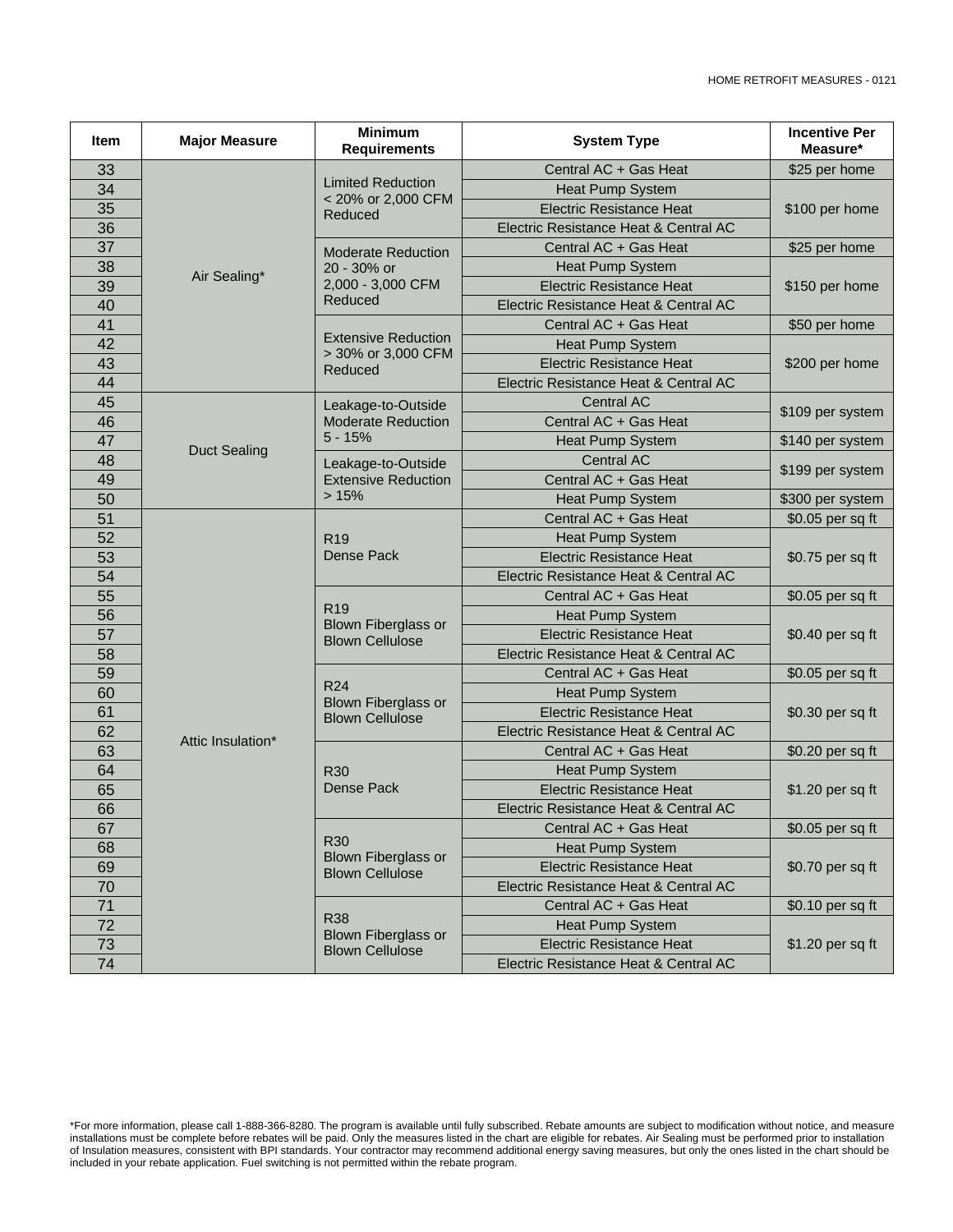| Item | Major Measure | Minimum Requirements | System Type | Incentive Per Measure* |
|---|---|---|---|---|
| 33 | Air Sealing* | Limited Reduction < 20% or 2,000 CFM Reduced | Central AC + Gas Heat | $25 per home |
| 34 | | | Heat Pump System | $100 per home |
| 35 | | | Electric Resistance Heat | |
| 36 | | | Electric Resistance Heat & Central AC | |
| 37 | | Moderate Reduction 20 - 30% or 2,000 - 3,000 CFM Reduced | Central AC + Gas Heat | $25 per home |
| 38 | | | Heat Pump System | $150 per home |
| 39 | | | Electric Resistance Heat | |
| 40 | | | Electric Resistance Heat & Central AC | |
| 41 | | Extensive Reduction > 30% or 3,000 CFM Reduced | Central AC + Gas Heat | $50 per home |
| 42 | | | Heat Pump System | $200 per home |
| 43 | | | Electric Resistance Heat | |
| 44 | | | Electric Resistance Heat & Central AC | |
| 45 | Duct Sealing | Leakage-to-Outside Moderate Reduction 5 - 15% | Central AC | $109 per system |
| 46 | | | Central AC + Gas Heat | |
| 47 | | | Heat Pump System | $140 per system |
| 48 | | Leakage-to-Outside Extensive Reduction > 15% | Central AC | $199 per system |
| 49 | | | Central AC + Gas Heat | |
| 50 | | | Heat Pump System | $300 per system |
| 51 | Attic Insulation* | R19 Dense Pack | Central AC + Gas Heat | $0.05 per sq ft |
| 52 | | | Heat Pump System | $0.75 per sq ft |
| 53 | | | Electric Resistance Heat | |
| 54 | | | Electric Resistance Heat & Central AC | |
| 55 | | R19 Blown Fiberglass or Blown Cellulose | Central AC + Gas Heat | $0.05 per sq ft |
| 56 | | | Heat Pump System | $0.40 per sq ft |
| 57 | | | Electric Resistance Heat | |
| 58 | | | Electric Resistance Heat & Central AC | |
| 59 | | R24 Blown Fiberglass or Blown Cellulose | Central AC + Gas Heat | $0.05 per sq ft |
| 60 | | | Heat Pump System | $0.30 per sq ft |
| 61 | | | Electric Resistance Heat | |
| 62 | | | Electric Resistance Heat & Central AC | |
| 63 | | R30 Dense Pack | Central AC + Gas Heat | $0.20 per sq ft |
| 64 | | | Heat Pump System | $1.20 per sq ft |
| 65 | | | Electric Resistance Heat | |
| 66 | | | Electric Resistance Heat & Central AC | |
| 67 | | R30 Blown Fiberglass or Blown Cellulose | Central AC + Gas Heat | $0.05 per sq ft |
| 68 | | | Heat Pump System | $0.70 per sq ft |
| 69 | | | Electric Resistance Heat | |
| 70 | | | Electric Resistance Heat & Central AC | |
| 71 | | R38 Blown Fiberglass or Blown Cellulose | Central AC + Gas Heat | $0.10 per sq ft |
| 72 | | | Heat Pump System | $1.20 per sq ft |
| 73 | | | Electric Resistance Heat | |
| 74 | | | Electric Resistance Heat & Central AC | |

*For more information, please call 1-888-366-8280. The program is available until fully subscribed. Rebate amounts are subject to modification without notice, and measure installations must be complete before rebates will be paid. Only the measures listed in the chart are eligible for rebates. Air Sealing must be performed prior to installation of Insulation measures, consistent with BPI standards. Your contractor may recommend additional energy saving measures, but only the ones listed in the chart should be included in your rebate application. Fuel switching is not permitted within the rebate program.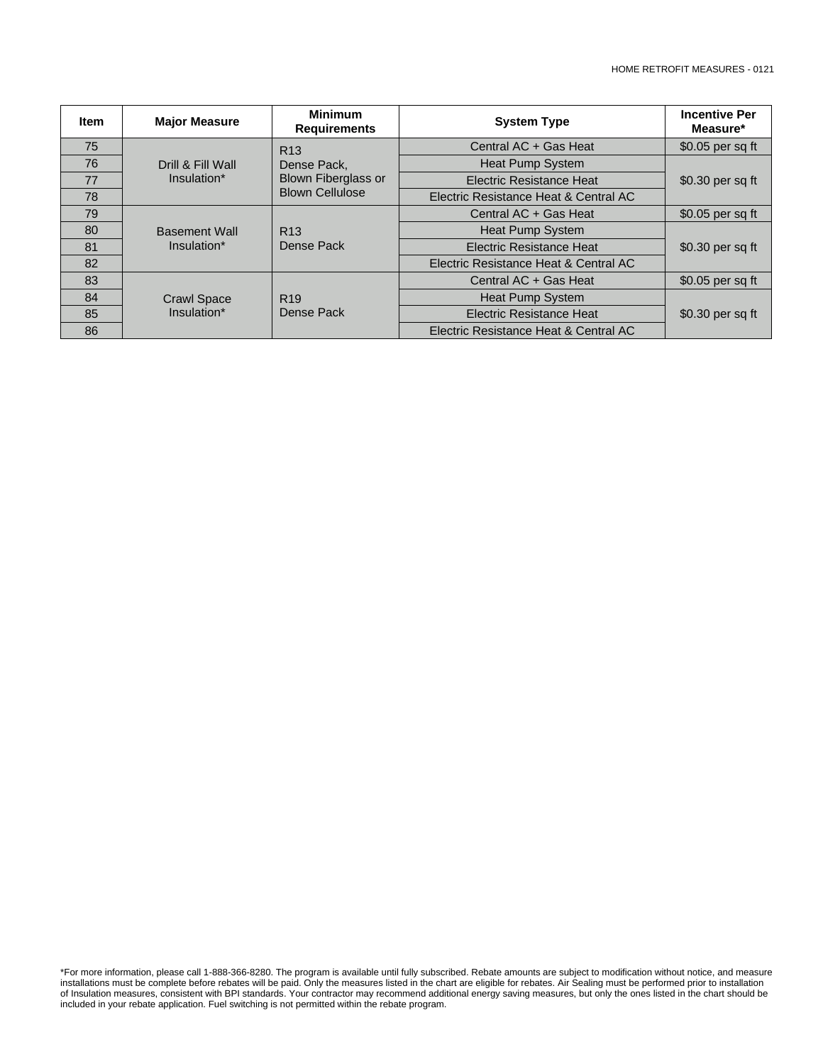| Item | Major Measure | Minimum Requirements | System Type | Incentive Per Measure* |
|---|---|---|---|---|
| 75 | Drill & Fill Wall Insulation* | R13 Dense Pack, Blown Fiberglass or Blown Cellulose | Central AC + Gas Heat | $0.05 per sq ft |
| 76 | | | Heat Pump System | $0.30 per sq ft |
| 77 | | | Electric Resistance Heat | |
| 78 | | | Electric Resistance Heat & Central AC | |
| 79 | Basement Wall Insulation* | R13 Dense Pack | Central AC + Gas Heat | $0.05 per sq ft |
| 80 | | | Heat Pump System | $0.30 per sq ft |
| 81 | | | Electric Resistance Heat | |
| 82 | | | Electric Resistance Heat & Central AC | |
| 83 | Crawl Space Insulation* | R19 Dense Pack | Central AC + Gas Heat | $0.05 per sq ft |
| 84 | | | Heat Pump System | $0.30 per sq ft |
| 85 | | | Electric Resistance Heat | |
| 86 | | | Electric Resistance Heat & Central AC | |

*For more information, please call 1-888-366-8280. The program is available until fully subscribed. Rebate amounts are subject to modification without notice, and measure installations must be complete before rebates will be paid. Only the measures listed in the chart are eligible for rebates. Air Sealing must be performed prior to installation of Insulation measures, consistent with BPI standards. Your contractor may recommend additional energy saving measures, but only the ones listed in the chart should be included in your rebate application. Fuel switching is not permitted within the rebate program.